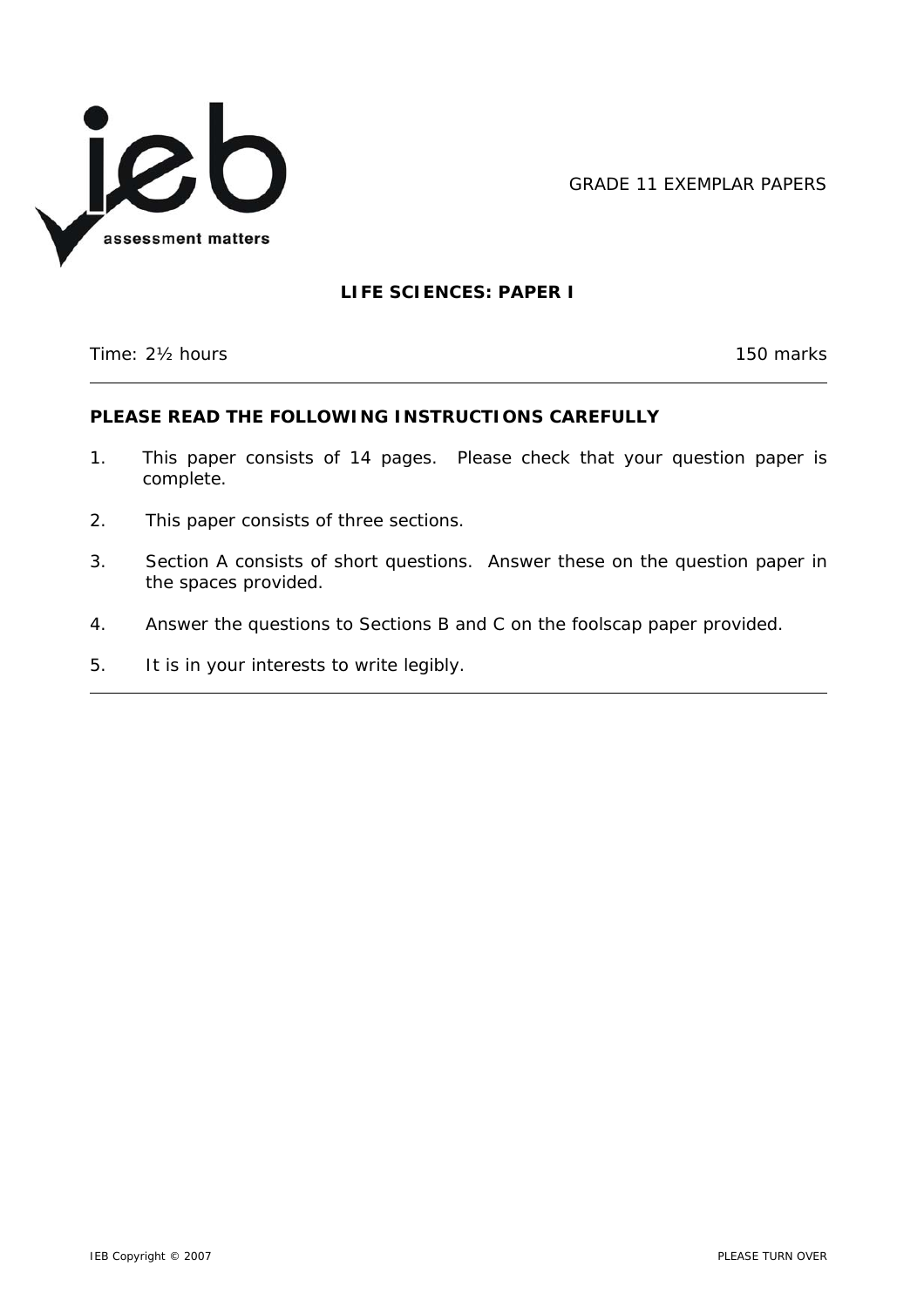GRADE 11 EXEMPLAR PAPERS

# LIFE SCIENCES: PAPER I

Time: 2½ hours | 150 marks

---

**PLEASE READ THE FOLLOWING INSTRUCTIONS CAREFULLY**

1. This paper consists of 14 pages. Please check that your question paper is complete.
2. This paper consists of three sections.
3. Section A consists of short questions. Answer these on the question paper in the spaces provided.
4. Answer the questions to Sections B and C on the foolscap paper provided.
5. It is in your interests to write legibly.

---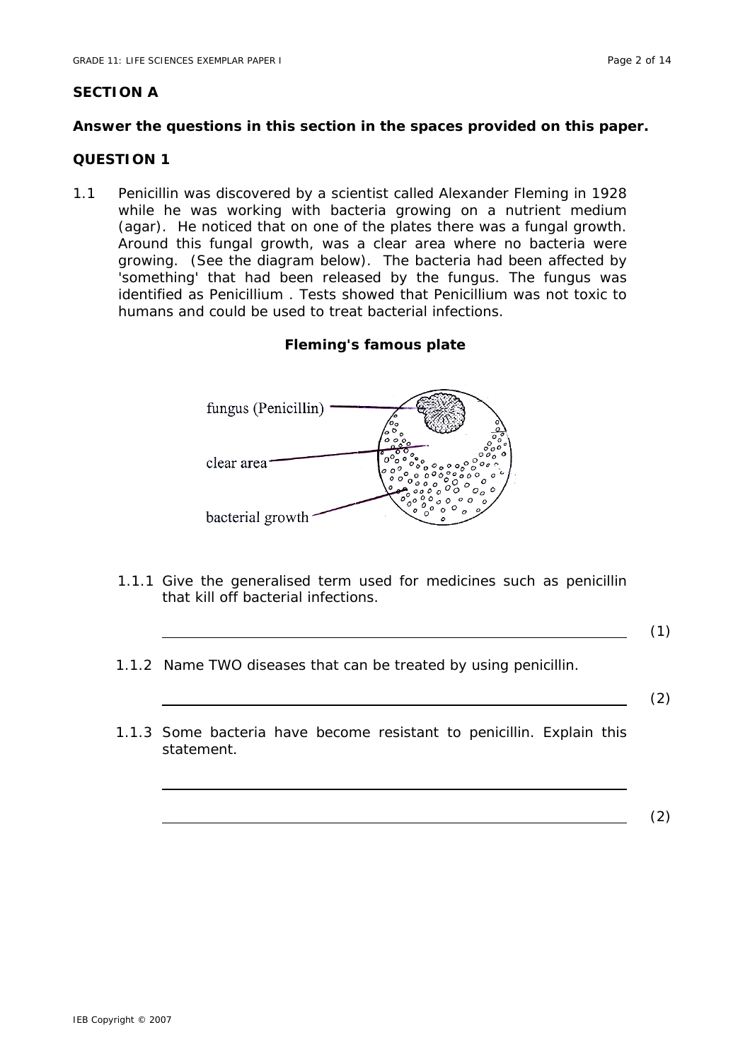## SECTION A

**Answer the questions in this section in the spaces provided on this paper.**

## QUESTION 1

1.1 Penicillin was discovered by a scientist called Alexander Fleming in 1928 while he was working with bacteria growing on a nutrient medium (agar). He noticed that on one of the plates there was a fungal growth. Around this fungal growth, was a clear area where no bacteria were growing. (See the diagram below). The bacteria had been affected by 'something' that had been released by the fungus. The fungus was identified as Penicillium . Tests showed that Penicillium was not toxic to humans and could be used to treat bacterial infections.

**Fleming's famous plate**

fungus (Penicillin)

clear area

bacterial growth

1.1.1 Give the generalised term used for medicines such as penicillin that kill off bacterial infections.

\_\_\_\_\_\_\_\_\_\_\_\_\_\_\_\_\_\_\_\_\_\_\_\_\_\_\_\_\_\_\_\_\_\_\_\_\_\_\_\_\_\_\_\_\_\_\_\_ (1)

1.1.2 Name TWO diseases that can be treated by using penicillin.

\_\_\_\_\_\_\_\_\_\_\_\_\_\_\_\_\_\_\_\_\_\_\_\_\_\_\_\_\_\_\_\_\_\_\_\_\_\_\_\_\_\_\_\_\_\_\_\_ (2)

1.1.3 Some bacteria have become resistant to penicillin. Explain this statement.

\_\_\_\_\_\_\_\_\_\_\_\_\_\_\_\_\_\_\_\_\_\_\_\_\_\_\_\_\_\_\_\_\_\_\_\_\_\_\_\_\_\_\_\_\_\_\_\_

\_\_\_\_\_\_\_\_\_\_\_\_\_\_\_\_\_\_\_\_\_\_\_\_\_\_\_\_\_\_\_\_\_\_\_\_\_\_\_\_\_\_\_\_\_\_\_\_ (2)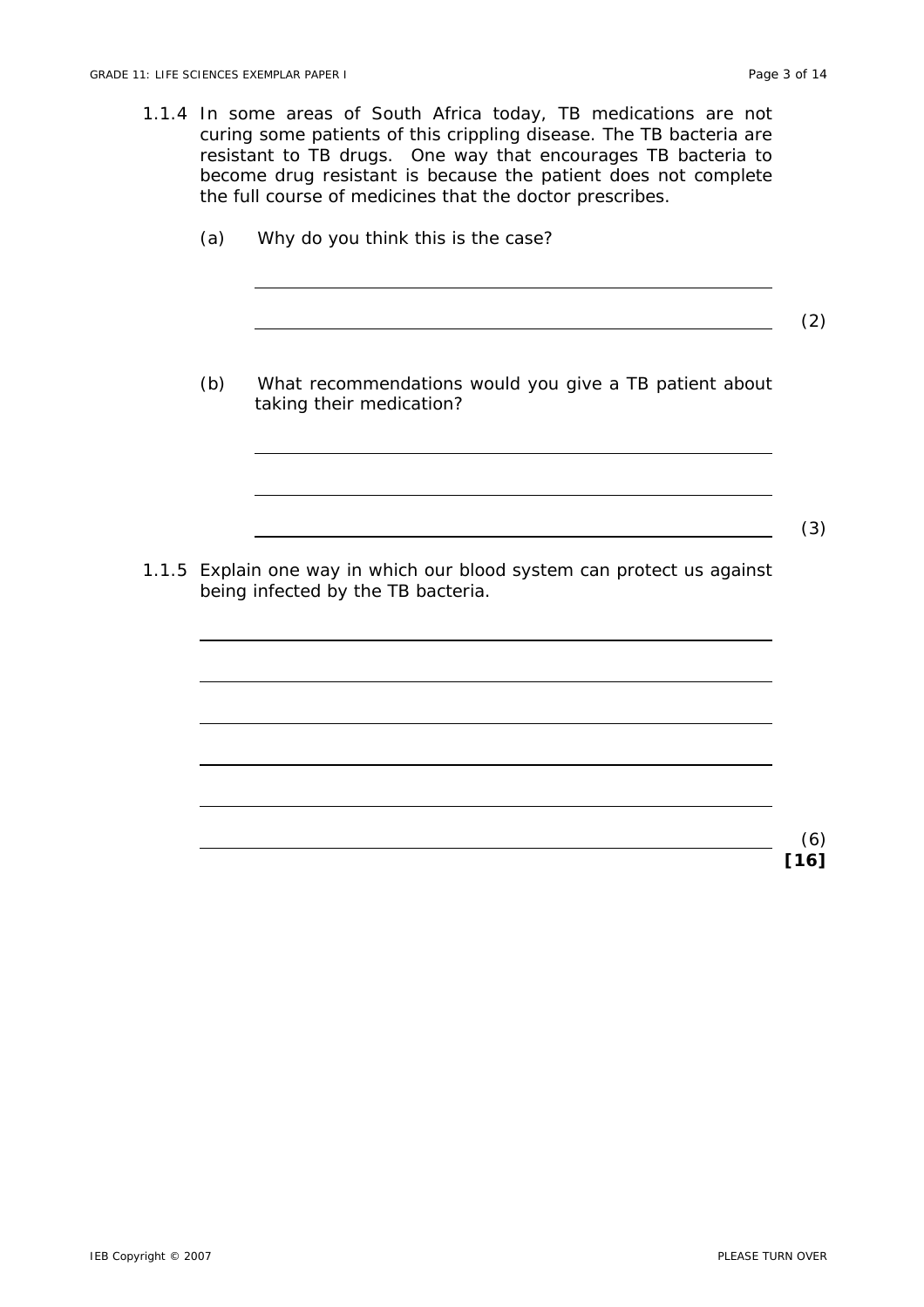1.1.4 In some areas of South Africa today, TB medications are not curing some patients of this crippling disease. The TB bacteria are resistant to TB drugs. One way that encourages TB bacteria to become drug resistant is because the patient does not complete the full course of medicines that the doctor prescribes.

(a) Why do you think this is the case?

______________________________________________________

______________________________________________________ (2)

(b) What recommendations would you give a TB patient about taking their medication?

______________________________________________________

______________________________________________________

______________________________________________________ (3)

1.1.5 Explain one way in which our blood system can protect us against being infected by the TB bacteria.

______________________________________________________

______________________________________________________

______________________________________________________

______________________________________________________

______________________________________________________

______________________________________________________ (6)

**[16]**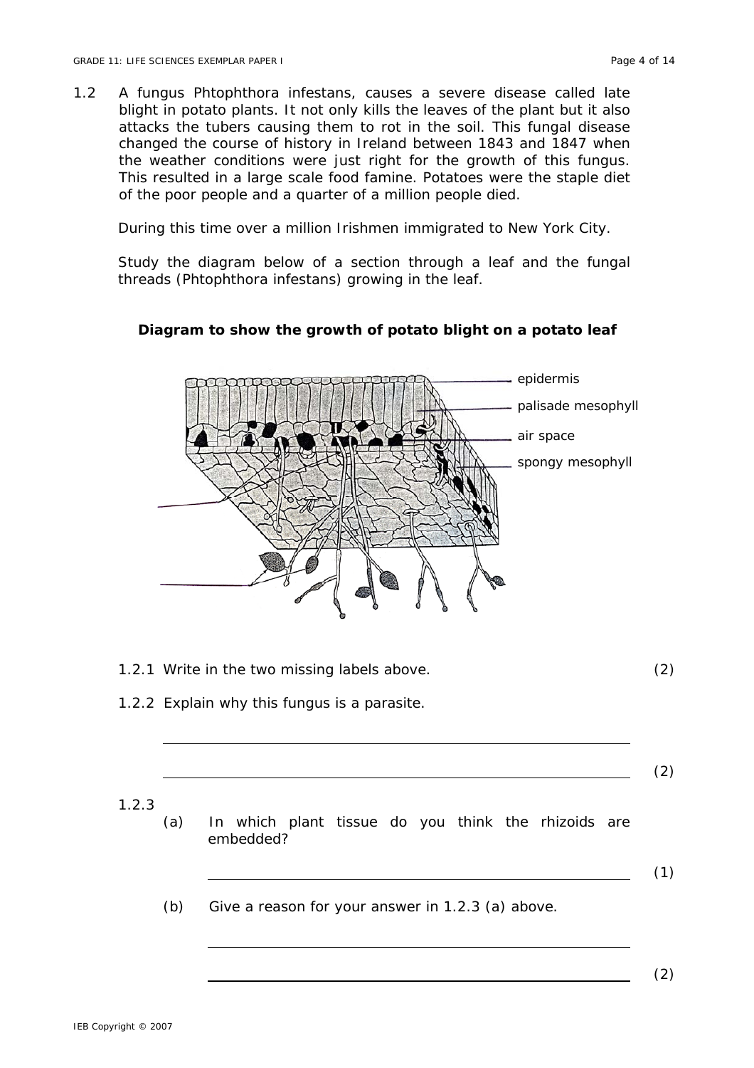1.2 A fungus Phtophthora infestans, causes a severe disease called late blight in potato plants. It not only kills the leaves of the plant but it also attacks the tubers causing them to rot in the soil. This fungal disease changed the course of history in Ireland between 1843 and 1847 when the weather conditions were just right for the growth of this fungus. This resulted in a large scale food famine. Potatoes were the staple diet of the poor people and a quarter of a million people died.

During this time over a million Irishmen immigrated to New York City.

Study the diagram below of a section through a leaf and the fungal threads (Phtophthora infestans) growing in the leaf.

**Diagram to show the growth of potato blight on a potato leaf**

epidermis

palisade mesophyll

air space

spongy mesophyll

1.2.1 Write in the two missing labels above. (2)

1.2.2 Explain why this fungus is a parasite.

\_\_\_\_\_\_\_\_\_\_\_\_\_\_\_\_\_\_\_\_\_\_\_\_\_\_\_\_\_\_\_\_\_\_\_\_\_\_\_\_\_\_\_\_\_\_\_\_\_\_

\_\_\_\_\_\_\_\_\_\_\_\_\_\_\_\_\_\_\_\_\_\_\_\_\_\_\_\_\_\_\_\_\_\_\_\_\_\_\_\_\_\_\_\_\_\_\_\_\_\_ (2)

1.2.3

(a) In which plant tissue do you think the rhizoids are embedded?

\_\_\_\_\_\_\_\_\_\_\_\_\_\_\_\_\_\_\_\_\_\_\_\_\_\_\_\_\_\_\_\_\_\_\_\_\_\_\_\_\_\_\_\_\_\_\_\_\_\_ (1)

(b) Give a reason for your answer in 1.2.3 (a) above.

\_\_\_\_\_\_\_\_\_\_\_\_\_\_\_\_\_\_\_\_\_\_\_\_\_\_\_\_\_\_\_\_\_\_\_\_\_\_\_\_\_\_\_\_\_\_\_\_\_\_

\_\_\_\_\_\_\_\_\_\_\_\_\_\_\_\_\_\_\_\_\_\_\_\_\_\_\_\_\_\_\_\_\_\_\_\_\_\_\_\_\_\_\_\_\_\_\_\_\_\_ (2)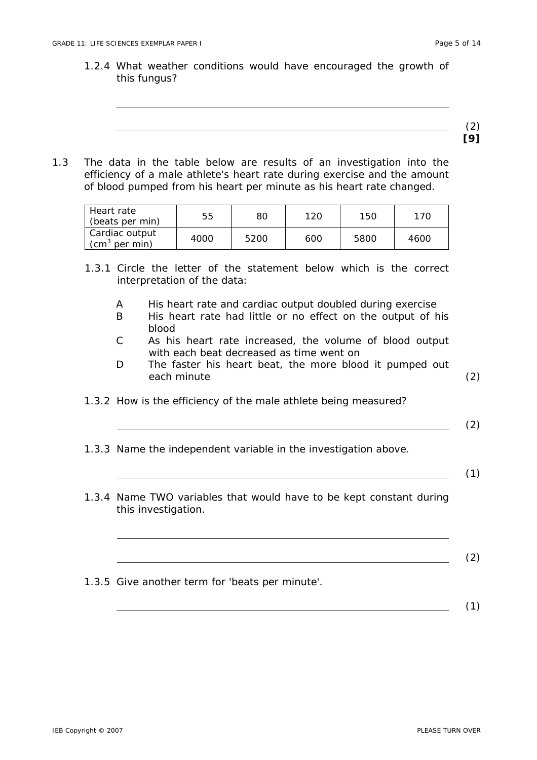1.2.4 What weather conditions would have encouraged the growth of this fungus?

______________________________________________________________

______________________________________________________________ (2)

**[9]**

1.3 The data in the table below are results of an investigation into the efficiency of a male athlete's heart rate during exercise and the amount of blood pumped from his heart per minute as his heart rate changed.

| Heart rate (beats per min) | 55 | 80 | 120 | 150 | 170 |
|---|---|---|---|---|---|
| Cardiac output ($cm^3$ per min) | 4000 | 5200 | 600 | 5800 | 4600 |

1.3.1 Circle the letter of the statement below which is the correct interpretation of the data:

- A His heart rate and cardiac output doubled during exercise
- B His heart rate had little or no effect on the output of his blood
- C As his heart rate increased, the volume of blood output with each beat decreased as time went on
- D The faster his heart beat, the more blood it pumped out each minute (2)

1.3.2 How is the efficiency of the male athlete being measured?

______________________________________________________________ (2)

1.3.3 Name the independent variable in the investigation above.

______________________________________________________________ (1)

1.3.4 Name TWO variables that would have to be kept constant during this investigation.

______________________________________________________________

______________________________________________________________ (2)

1.3.5 Give another term for 'beats per minute'.

______________________________________________________________ (1)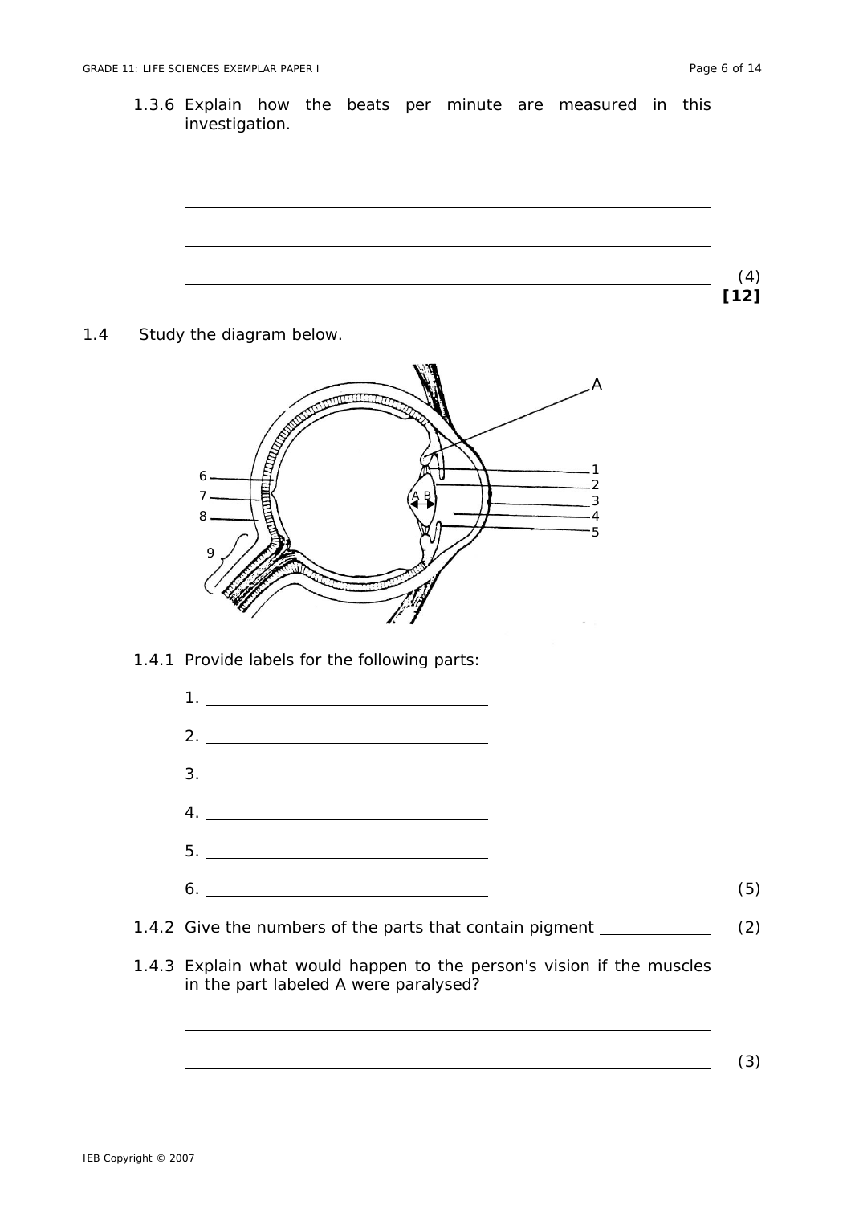1.3.6 Explain how the beats per minute are measured in this investigation.

______________________________________________________________

______________________________________________________________

______________________________________________________________

______________________________________________________________ (4)

**[12]**

1.4 Study the diagram below.

1.4.1 Provide labels for the following parts:

1. ______________________

2. ______________________

3. ______________________

4. ______________________

5. ______________________

6. ______________________ (5)

1.4.2 Give the numbers of the parts that contain pigment __________ (2)

1.4.3 Explain what would happen to the person's vision if the muscles in the part labeled A were paralysed?

______________________________________________________________

______________________________________________________________ (3)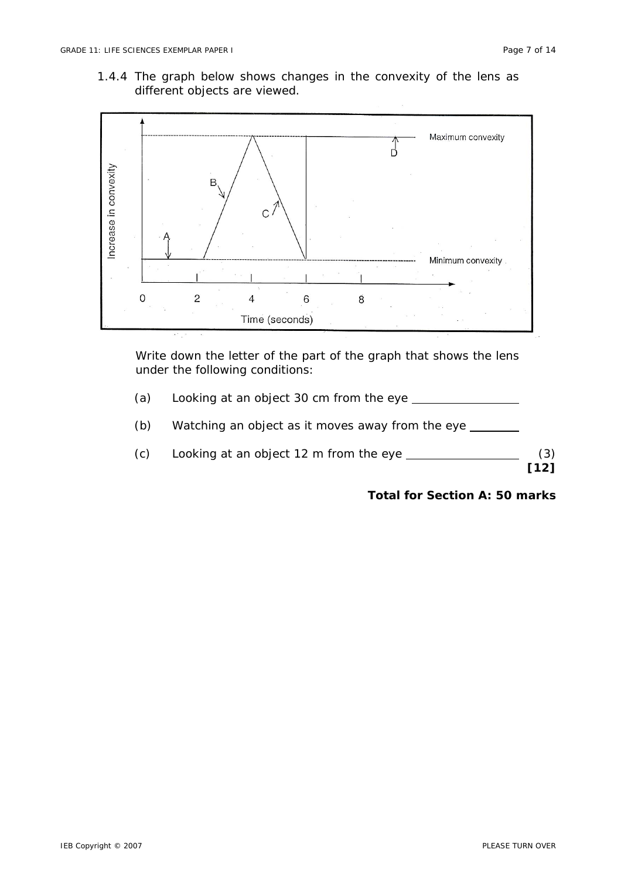1.4.4 The graph below shows changes in the convexity of the lens as different objects are viewed.

Write down the letter of the part of the graph that shows the lens under the following conditions:

(a) Looking at an object 30 cm from the eye ________________

(b) Watching an object as it moves away from the eye ________

(c) Looking at an object 12 m from the eye ________________ (3)

**[12]**

**Total for Section A: 50 marks**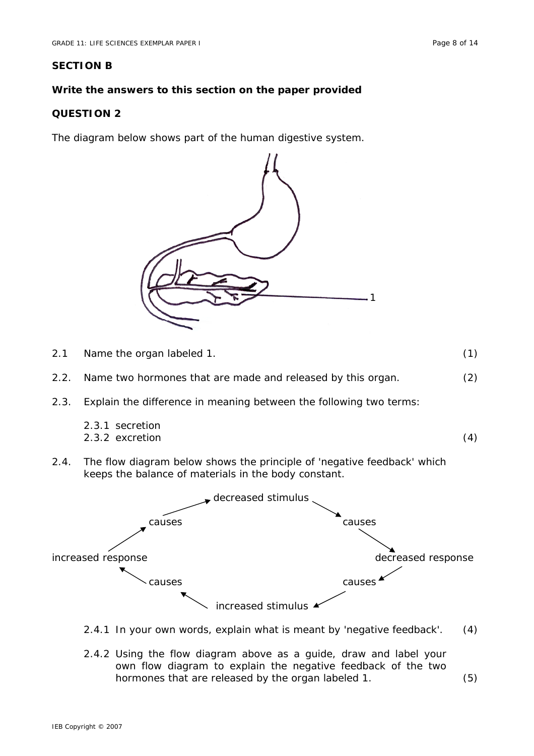## SECTION B

**Write the answers to this section on the paper provided**

**QUESTION 2**

The diagram below shows part of the human digestive system.

2.1 Name the organ labeled 1. (1)

2.2. Name two hormones that are made and released by this organ. (2)

2.3. Explain the difference in meaning between the following two terms:

2.3.1 secretion
2.3.2 excretion (4)

2.4. The flow diagram below shows the principle of 'negative feedback' which keeps the balance of materials in the body constant.

decreased stimulus → causes → decreased response → causes → increased stimulus → causes → increased response → causes → decreased stimulus

2.4.1 In your own words, explain what is meant by 'negative feedback'. (4)

2.4.2 Using the flow diagram above as a guide, draw and label your own flow diagram to explain the negative feedback of the two hormones that are released by the organ labeled 1. (5)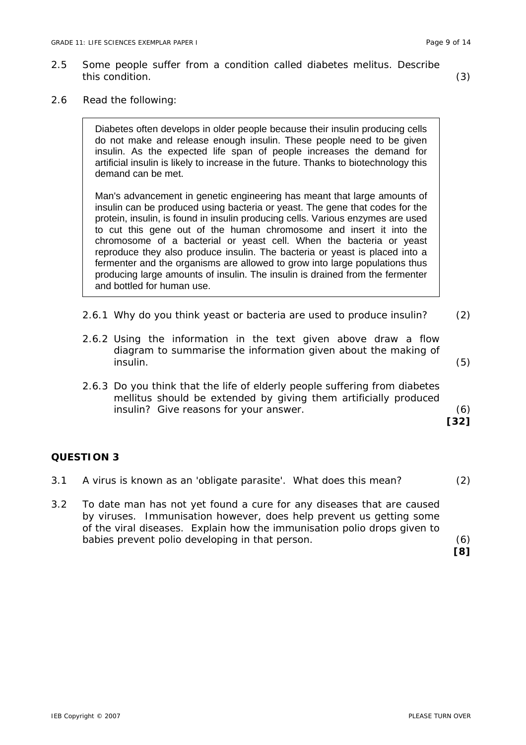2.5 Some people suffer from a condition called diabetes melitus. Describe this condition. (3)

2.6 Read the following:

> Diabetes often develops in older people because their insulin producing cells do not make and release enough insulin. These people need to be given insulin. As the expected life span of people increases the demand for artificial insulin is likely to increase in the future. Thanks to biotechnology this demand can be met.
>
> Man's advancement in genetic engineering has meant that large amounts of insulin can be produced using bacteria or yeast. The gene that codes for the protein, insulin, is found in insulin producing cells. Various enzymes are used to cut this gene out of the human chromosome and insert it into the chromosome of a bacterial or yeast cell. When the bacteria or yeast reproduce they also produce insulin. The bacteria or yeast is placed into a fermenter and the organisms are allowed to grow into large populations thus producing large amounts of insulin. The insulin is drained from the fermenter and bottled for human use.

2.6.1 Why do you think yeast or bacteria are used to produce insulin? (2)

2.6.2 Using the information in the text given above draw a flow diagram to summarise the information given about the making of insulin. (5)

2.6.3 Do you think that the life of elderly people suffering from diabetes mellitus should be extended by giving them artificially produced insulin? Give reasons for your answer. (6)

**[32]**

## QUESTION 3

3.1 A virus is known as an 'obligate parasite'. What does this mean? (2)

3.2 To date man has not yet found a cure for any diseases that are caused by viruses. Immunisation however, does help prevent us getting some of the viral diseases. Explain how the immunisation polio drops given to babies prevent polio developing in that person. (6)

**[8]**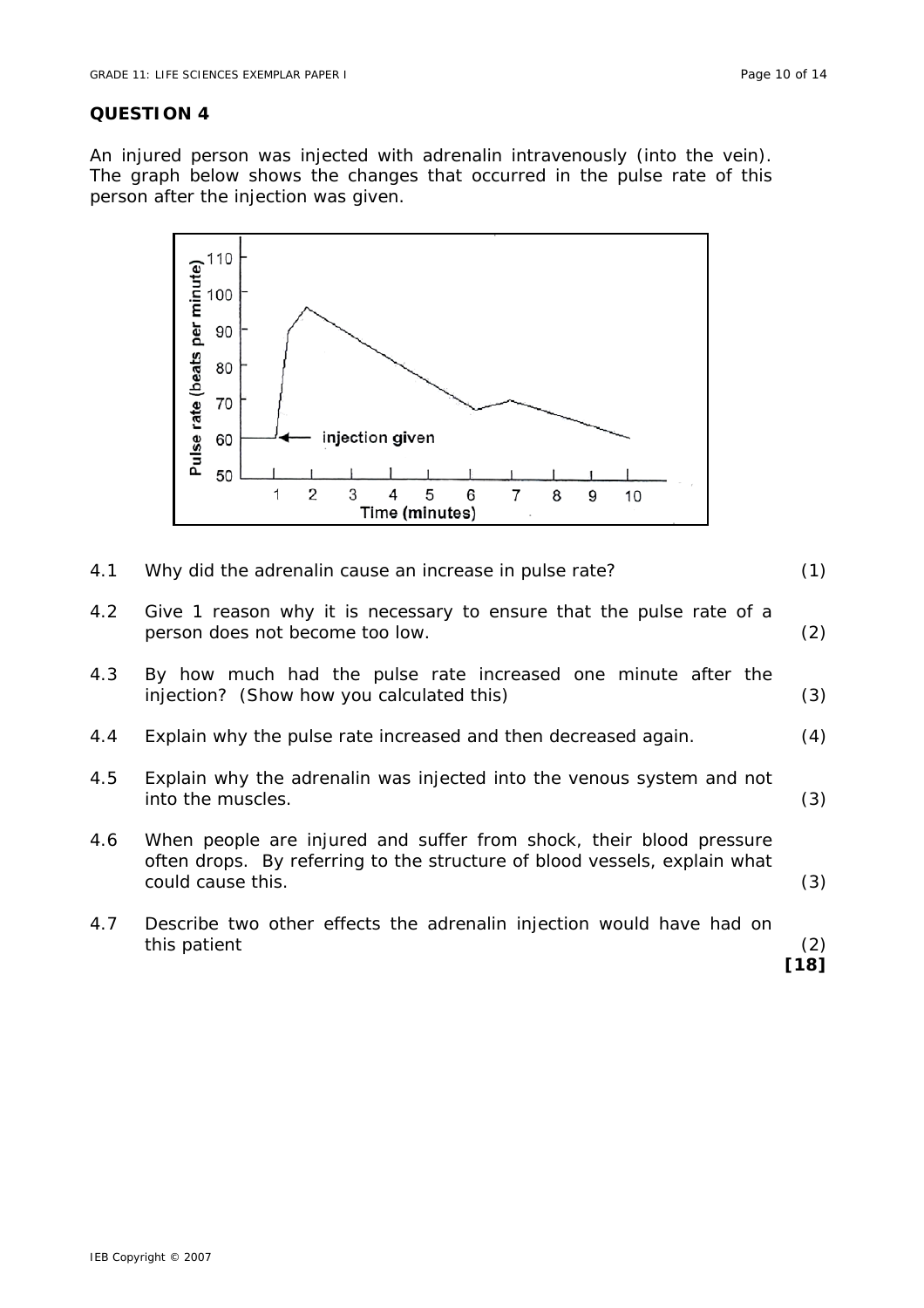**QUESTION 4**

An injured person was injected with adrenalin intravenously (into the vein). The graph below shows the changes that occurred in the pulse rate of this person after the injection was given.

4.1 Why did the adrenalin cause an increase in pulse rate? (1)

4.2 Give 1 reason why it is necessary to ensure that the pulse rate of a person does not become too low. (2)

4.3 By how much had the pulse rate increased one minute after the injection? (Show how you calculated this) (3)

4.4 Explain why the pulse rate increased and then decreased again. (4)

4.5 Explain why the adrenalin was injected into the venous system and not into the muscles. (3)

4.6 When people are injured and suffer from shock, their blood pressure often drops. By referring to the structure of blood vessels, explain what could cause this. (3)

4.7 Describe two other effects the adrenalin injection would have had on this patient (2)

**[18]**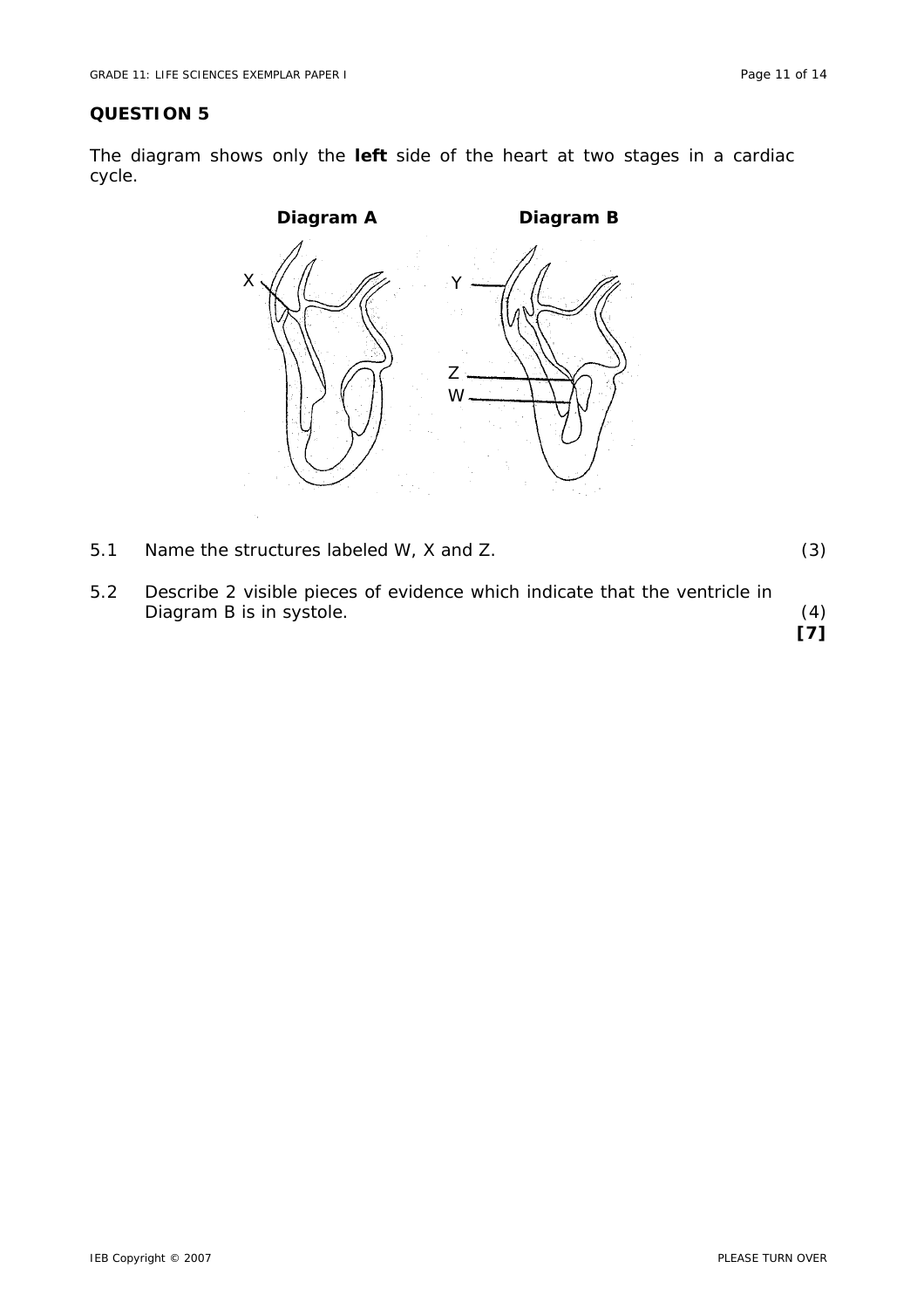## QUESTION 5

The diagram shows only the **left** side of the heart at two stages in a cardiac cycle.

**Diagram A** **Diagram B**

5.1 Name the structures labeled W, X and Z. (3)

5.2 Describe 2 visible pieces of evidence which indicate that the ventricle in Diagram B is in systole. (4)

**[7]**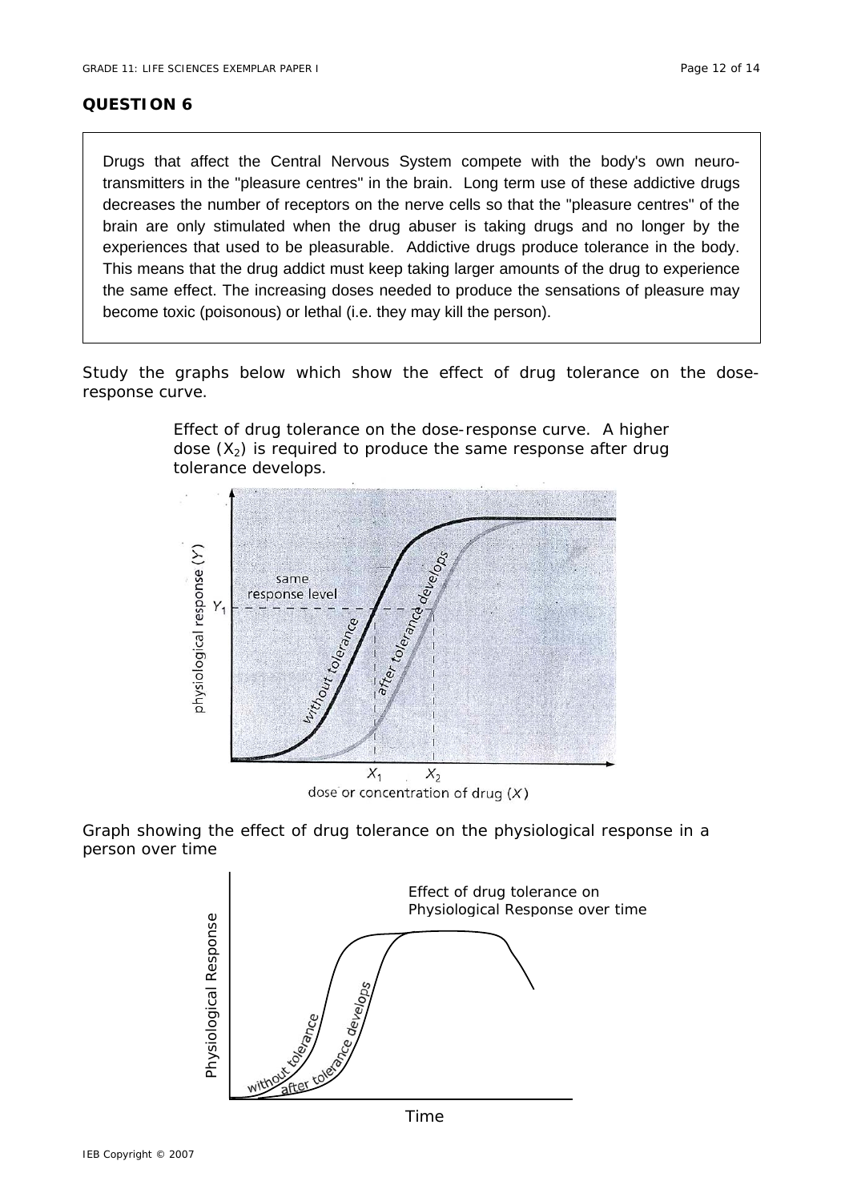## QUESTION 6

> Drugs that affect the Central Nervous System compete with the body's own neuro-transmitters in the "pleasure centres" in the brain. Long term use of these addictive drugs decreases the number of receptors on the nerve cells so that the "pleasure centres" of the brain are only stimulated when the drug abuser is taking drugs and no longer by the experiences that used to be pleasurable. Addictive drugs produce tolerance in the body. This means that the drug addict must keep taking larger amounts of the drug to experience the same effect. The increasing doses needed to produce the sensations of pleasure may become toxic (poisonous) or lethal (i.e. they may kill the person).

Study the graphs below which show the effect of drug tolerance on the dose-response curve.

Effect of drug tolerance on the dose-response curve. A higher dose ($X_2$) is required to produce the same response after drug tolerance develops.

Graph showing the effect of drug tolerance on the physiological response in a person over time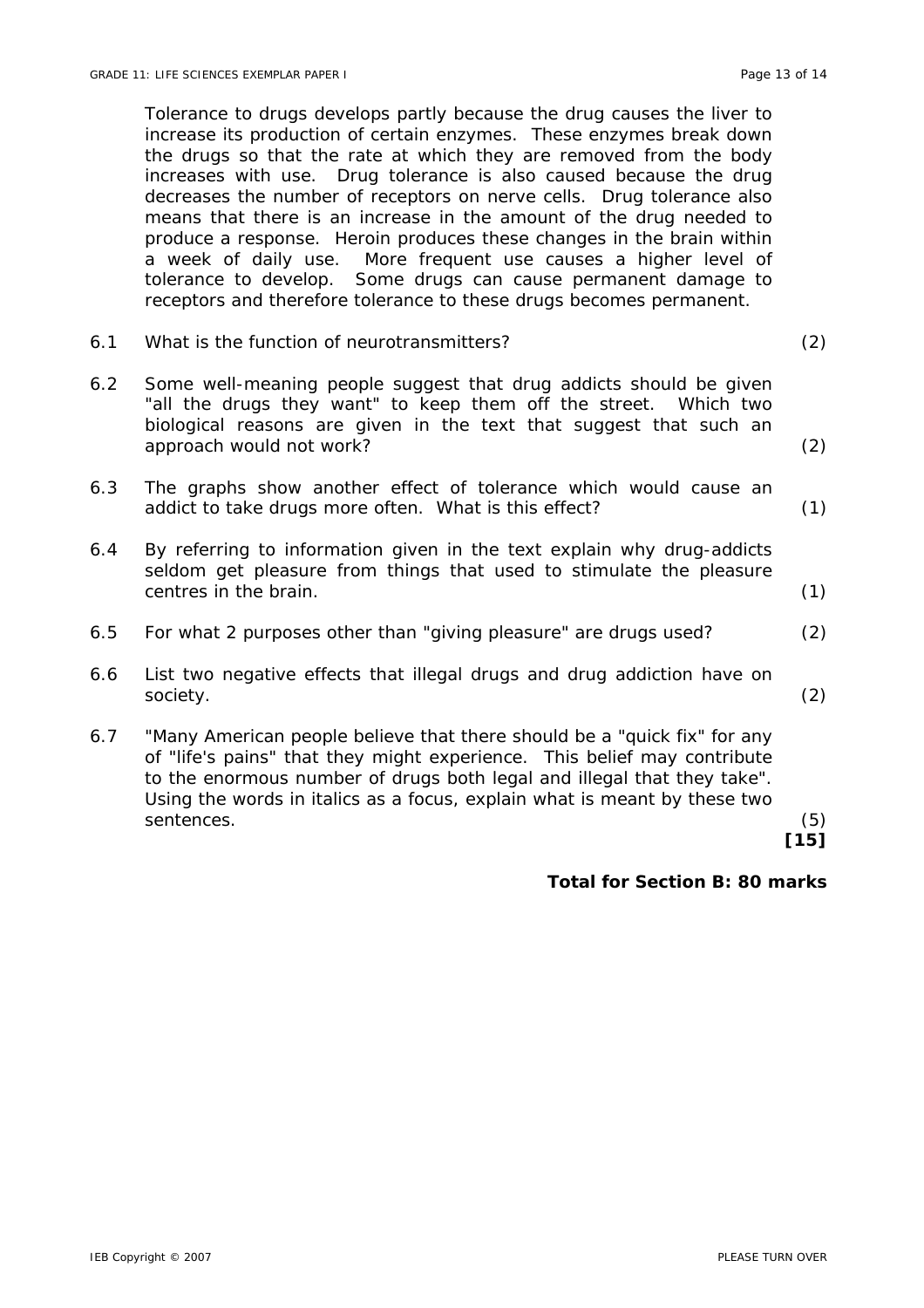Tolerance to drugs develops partly because the drug causes the liver to increase its production of certain enzymes. These enzymes break down the drugs so that the rate at which they are removed from the body increases with use. Drug tolerance is also caused because the drug decreases the number of receptors on nerve cells. Drug tolerance also means that there is an increase in the amount of the drug needed to produce a response. Heroin produces these changes in the brain within a week of daily use. More frequent use causes a higher level of tolerance to develop. Some drugs can cause permanent damage to receptors and therefore tolerance to these drugs becomes permanent.

6.1 What is the function of neurotransmitters? (2)

6.2 Some well-meaning people suggest that drug addicts should be given "all the drugs they want" to keep them off the street. Which two biological reasons are given in the text that suggest that such an approach would not work? (2)

6.3 The graphs show another effect of tolerance which would cause an addict to take drugs more often. What is this effect? (1)

6.4 By referring to information given in the text explain why drug-addicts seldom get pleasure from things that used to stimulate the pleasure centres in the brain. (1)

6.5 For what 2 purposes other than "giving pleasure" are drugs used? (2)

6.6 List two negative effects that illegal drugs and drug addiction have on society. (2)

6.7 "Many American people believe that there should be a "quick fix" for any of "life's pains" that they might experience. This belief may contribute to the enormous number of drugs both legal and illegal that they take". Using the words in italics as a focus, explain what is meant by these two sentences. (5)

**[15]**

**Total for Section B: 80 marks**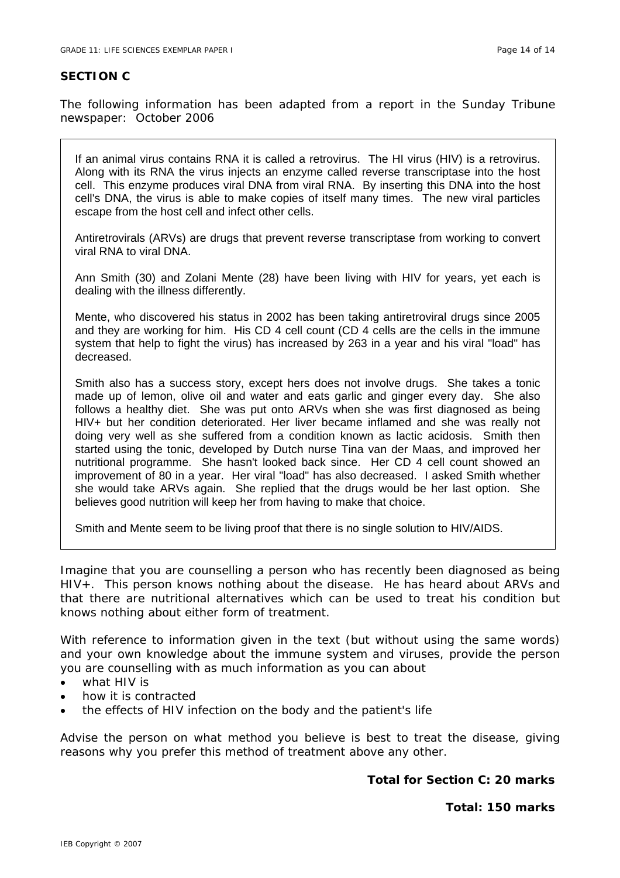## SECTION C

The following information has been adapted from a report in the Sunday Tribune newspaper: October 2006

> If an animal virus contains RNA it is called a retrovirus. The HI virus (HIV) is a retrovirus. Along with its RNA the virus injects an enzyme called reverse transcriptase into the host cell. This enzyme produces viral DNA from viral RNA. By inserting this DNA into the host cell's DNA, the virus is able to make copies of itself many times. The new viral particles escape from the host cell and infect other cells.
>
> Antiretrovirals (ARVs) are drugs that prevent reverse transcriptase from working to convert viral RNA to viral DNA.
>
> Ann Smith (30) and Zolani Mente (28) have been living with HIV for years, yet each is dealing with the illness differently.
>
> Mente, who discovered his status in 2002 has been taking antiretroviral drugs since 2005 and they are working for him. His CD 4 cell count (CD 4 cells are the cells in the immune system that help to fight the virus) has increased by 263 in a year and his viral "load" has decreased.
>
> Smith also has a success story, except hers does not involve drugs. She takes a tonic made up of lemon, olive oil and water and eats garlic and ginger every day. She also follows a healthy diet. She was put onto ARVs when she was first diagnosed as being HIV+ but her condition deteriorated. Her liver became inflamed and she was really not doing very well as she suffered from a condition known as lactic acidosis. Smith then started using the tonic, developed by Dutch nurse Tina van der Maas, and improved her nutritional programme. She hasn't looked back since. Her CD 4 cell count showed an improvement of 80 in a year. Her viral "load" has also decreased. I asked Smith whether she would take ARVs again. She replied that the drugs would be her last option. She believes good nutrition will keep her from having to make that choice.
>
> Smith and Mente seem to be living proof that there is no single solution to HIV/AIDS.

Imagine that you are counselling a person who has recently been diagnosed as being HIV+. This person knows nothing about the disease. He has heard about ARVs and that there are nutritional alternatives which can be used to treat his condition but knows nothing about either form of treatment.

With reference to information given in the text (but without using the same words) and your own knowledge about the immune system and viruses, provide the person you are counselling with as much information as you can about

- what HIV is
- how it is contracted
- the effects of HIV infection on the body and the patient's life

Advise the person on what method you believe is best to treat the disease, giving reasons why you prefer this method of treatment above any other.

**Total for Section C: 20 marks**

**Total: 150 marks**